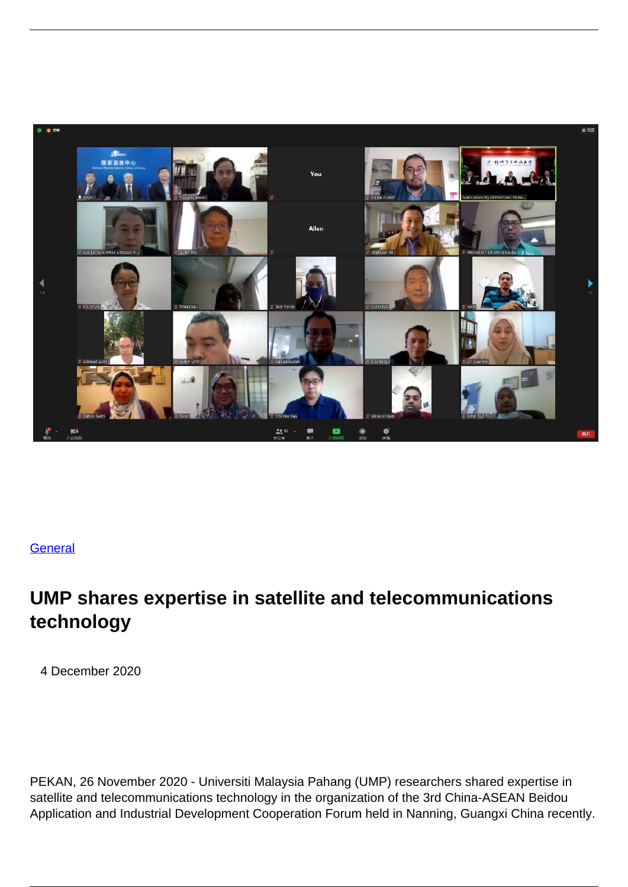General

# UMP shares expertise in satellite and telecommunications technology

4 December 2020

PEKAN, 26 November 2020 - Universiti Malaysia Pahang (UMP) researchers shared expertise in satellite and telecommunications technology in the organization of the 3rd China-ASEAN Beidou Application and Industrial Development Cooperation Forum held in Nanning, Guangxi China recently.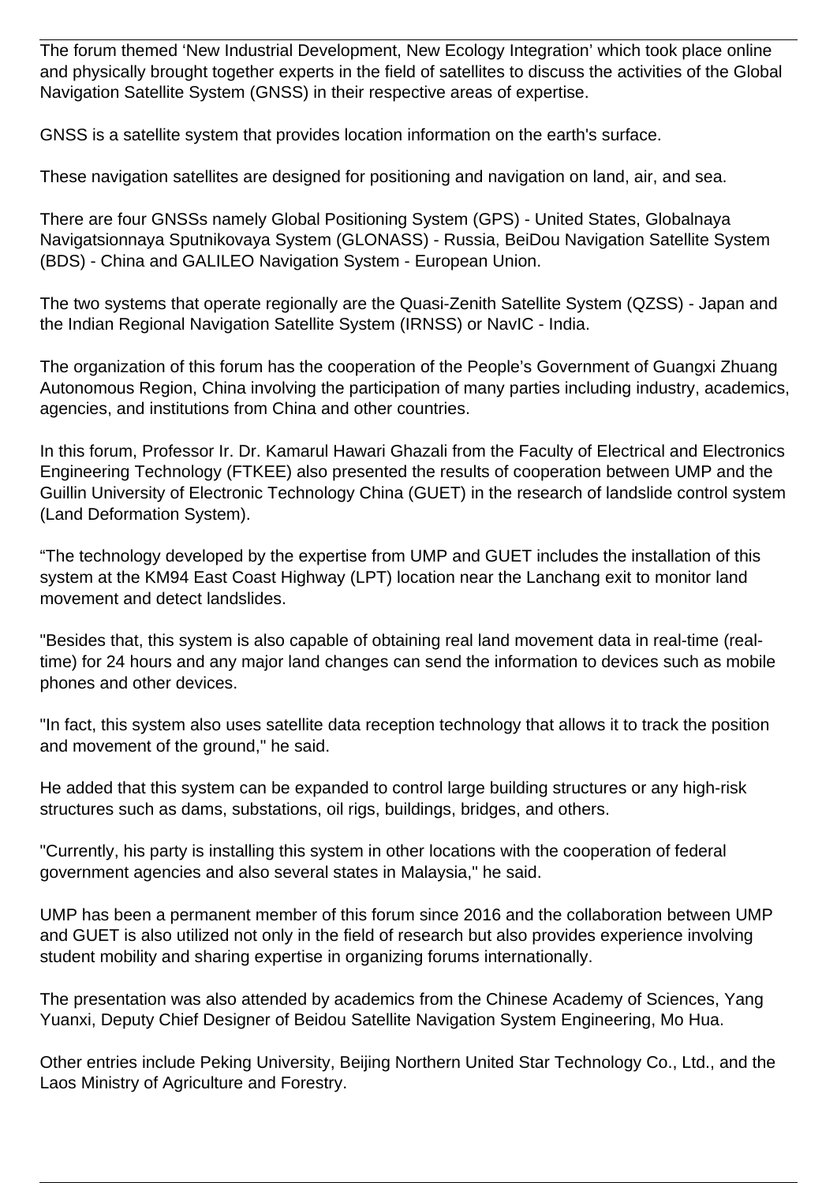The forum themed 'New Industrial Development, New Ecology Integration' which took place online and physically brought together experts in the field of satellites to discuss the activities of the Global Navigation Satellite System (GNSS) in their respective areas of expertise.

GNSS is a satellite system that provides location information on the earth's surface.

These navigation satellites are designed for positioning and navigation on land, air, and sea.

There are four GNSSs namely Global Positioning System (GPS) - United States, Globalnaya Navigatsionnaya Sputnikovaya System (GLONASS) - Russia, BeiDou Navigation Satellite System (BDS) - China and GALILEO Navigation System - European Union.

The two systems that operate regionally are the Quasi-Zenith Satellite System (QZSS) - Japan and the Indian Regional Navigation Satellite System (IRNSS) or NavIC - India.

The organization of this forum has the cooperation of the People's Government of Guangxi Zhuang Autonomous Region, China involving the participation of many parties including industry, academics, agencies, and institutions from China and other countries.

In this forum, Professor Ir. Dr. Kamarul Hawari Ghazali from the Faculty of Electrical and Electronics Engineering Technology (FTKEE) also presented the results of cooperation between UMP and the Guillin University of Electronic Technology China (GUET) in the research of landslide control system (Land Deformation System).

"The technology developed by the expertise from UMP and GUET includes the installation of this system at the KM94 East Coast Highway (LPT) location near the Lanchang exit to monitor land movement and detect landslides.

"Besides that, this system is also capable of obtaining real land movement data in real-time (real-time) for 24 hours and any major land changes can send the information to devices such as mobile phones and other devices.

"In fact, this system also uses satellite data reception technology that allows it to track the position and movement of the ground," he said.

He added that this system can be expanded to control large building structures or any high-risk structures such as dams, substations, oil rigs, buildings, bridges, and others.

"Currently, his party is installing this system in other locations with the cooperation of federal government agencies and also several states in Malaysia," he said.

UMP has been a permanent member of this forum since 2016 and the collaboration between UMP and GUET is also utilized not only in the field of research but also provides experience involving student mobility and sharing expertise in organizing forums internationally.

The presentation was also attended by academics from the Chinese Academy of Sciences, Yang Yuanxi, Deputy Chief Designer of Beidou Satellite Navigation System Engineering, Mo Hua.

Other entries include Peking University, Beijing Northern United Star Technology Co., Ltd., and the Laos Ministry of Agriculture and Forestry.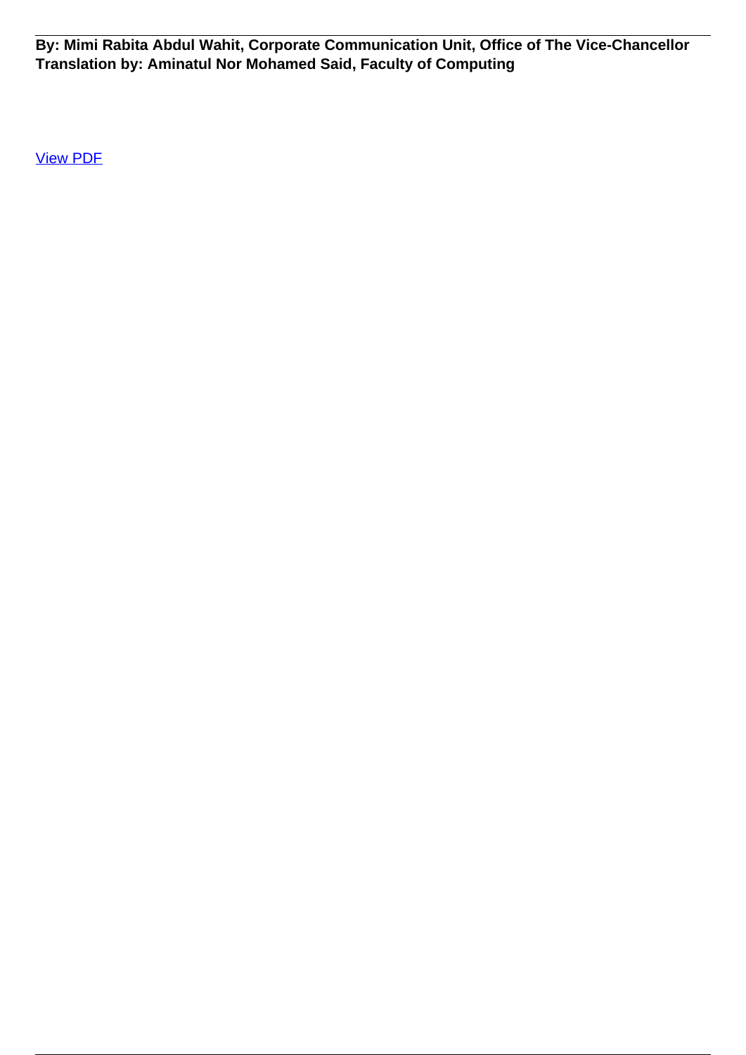**By: Mimi Rabita Abdul Wahit, Corporate Communication Unit, Office of The Vice-Chancellor**
**Translation by: Aminatul Nor Mohamed Said, Faculty of Computing**

View PDF